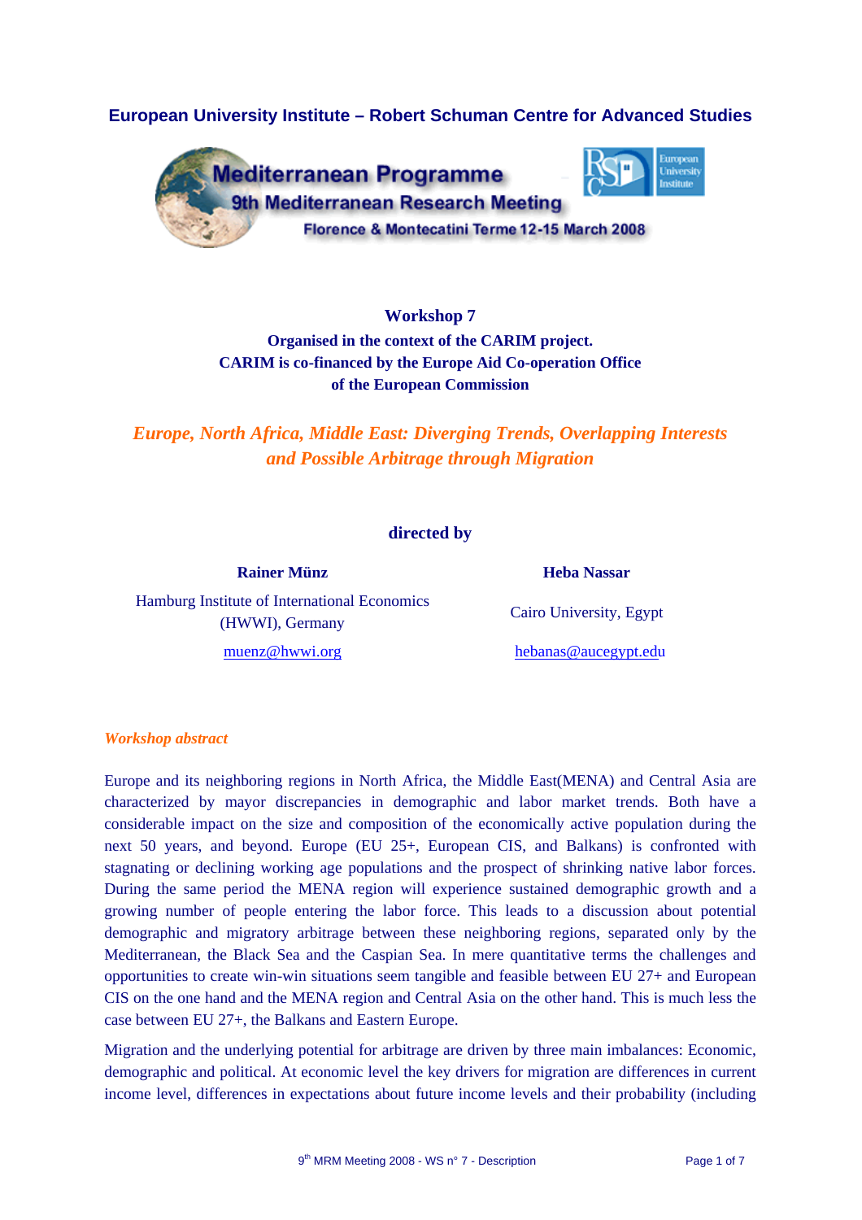**European University Institute – Robert Schuman Centre for Advanced Studies**

**Mediterranean Programme**
**9th Mediterranean Research Meeting**
**Florence & Montecatini Terme 12-15 March 2008**

**Workshop 7**
**Organised in the context of the CARIM project.**
**CARIM is co-financed by the Europe Aid Co-operation Office of the European Commission**

# *Europe, North Africa, Middle East: Diverging Trends, Overlapping Interests and Possible Arbitrage through Migration*

**directed by**

**Rainer Münz**
Hamburg Institute of International Economics (HWWI), Germany
muenz@hwwi.org

**Heba Nassar**
Cairo University, Egypt
hebanas@aucegypt.edu

### *Workshop abstract*

Europe and its neighboring regions in North Africa, the Middle East(MENA) and Central Asia are characterized by mayor discrepancies in demographic and labor market trends. Both have a considerable impact on the size and composition of the economically active population during the next 50 years, and beyond. Europe (EU 25+, European CIS, and Balkans) is confronted with stagnating or declining working age populations and the prospect of shrinking native labor forces. During the same period the MENA region will experience sustained demographic growth and a growing number of people entering the labor force. This leads to a discussion about potential demographic and migratory arbitrage between these neighboring regions, separated only by the Mediterranean, the Black Sea and the Caspian Sea. In mere quantitative terms the challenges and opportunities to create win-win situations seem tangible and feasible between EU 27+ and European CIS on the one hand and the MENA region and Central Asia on the other hand. This is much less the case between EU 27+, the Balkans and Eastern Europe.

Migration and the underlying potential for arbitrage are driven by three main imbalances: Economic, demographic and political. At economic level the key drivers for migration are differences in current income level, differences in expectations about future income levels and their probability (including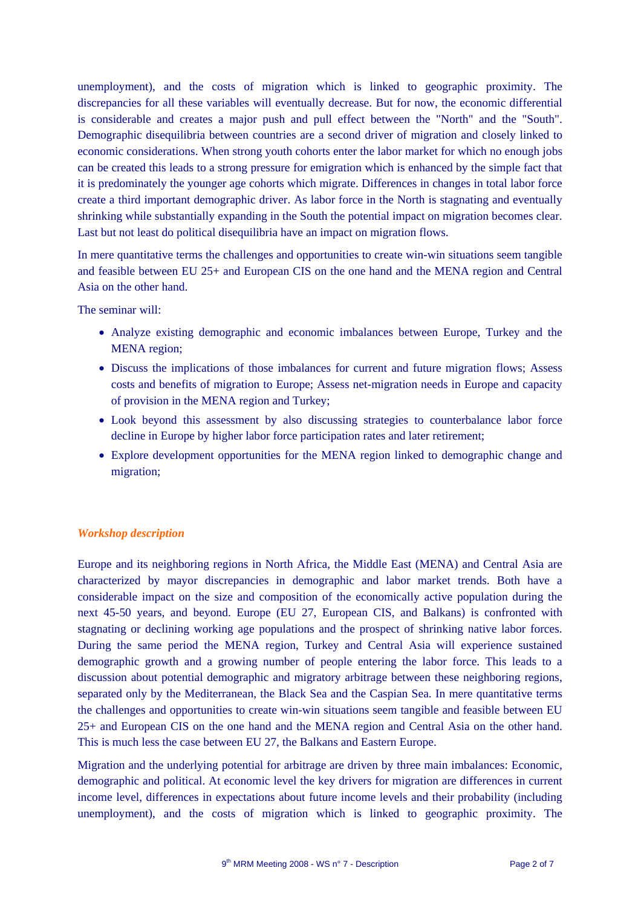unemployment), and the costs of migration which is linked to geographic proximity. The discrepancies for all these variables will eventually decrease. But for now, the economic differential is considerable and creates a major push and pull effect between the "North" and the "South". Demographic disequilibria between countries are a second driver of migration and closely linked to economic considerations. When strong youth cohorts enter the labor market for which no enough jobs can be created this leads to a strong pressure for emigration which is enhanced by the simple fact that it is predominately the younger age cohorts which migrate. Differences in changes in total labor force create a third important demographic driver. As labor force in the North is stagnating and eventually shrinking while substantially expanding in the South the potential impact on migration becomes clear. Last but not least do political disequilibria have an impact on migration flows.

In mere quantitative terms the challenges and opportunities to create win-win situations seem tangible and feasible between EU 25+ and European CIS on the one hand and the MENA region and Central Asia on the other hand.

The seminar will:

- Analyze existing demographic and economic imbalances between Europe, Turkey and the MENA region;
- Discuss the implications of those imbalances for current and future migration flows; Assess costs and benefits of migration to Europe; Assess net-migration needs in Europe and capacity of provision in the MENA region and Turkey;
- Look beyond this assessment by also discussing strategies to counterbalance labor force decline in Europe by higher labor force participation rates and later retirement;
- Explore development opportunities for the MENA region linked to demographic change and migration;

### *Workshop description*

Europe and its neighboring regions in North Africa, the Middle East (MENA) and Central Asia are characterized by mayor discrepancies in demographic and labor market trends. Both have a considerable impact on the size and composition of the economically active population during the next 45-50 years, and beyond. Europe (EU 27, European CIS, and Balkans) is confronted with stagnating or declining working age populations and the prospect of shrinking native labor forces. During the same period the MENA region, Turkey and Central Asia will experience sustained demographic growth and a growing number of people entering the labor force. This leads to a discussion about potential demographic and migratory arbitrage between these neighboring regions, separated only by the Mediterranean, the Black Sea and the Caspian Sea. In mere quantitative terms the challenges and opportunities to create win-win situations seem tangible and feasible between EU 25+ and European CIS on the one hand and the MENA region and Central Asia on the other hand. This is much less the case between EU 27, the Balkans and Eastern Europe.

Migration and the underlying potential for arbitrage are driven by three main imbalances: Economic, demographic and political. At economic level the key drivers for migration are differences in current income level, differences in expectations about future income levels and their probability (including unemployment), and the costs of migration which is linked to geographic proximity. The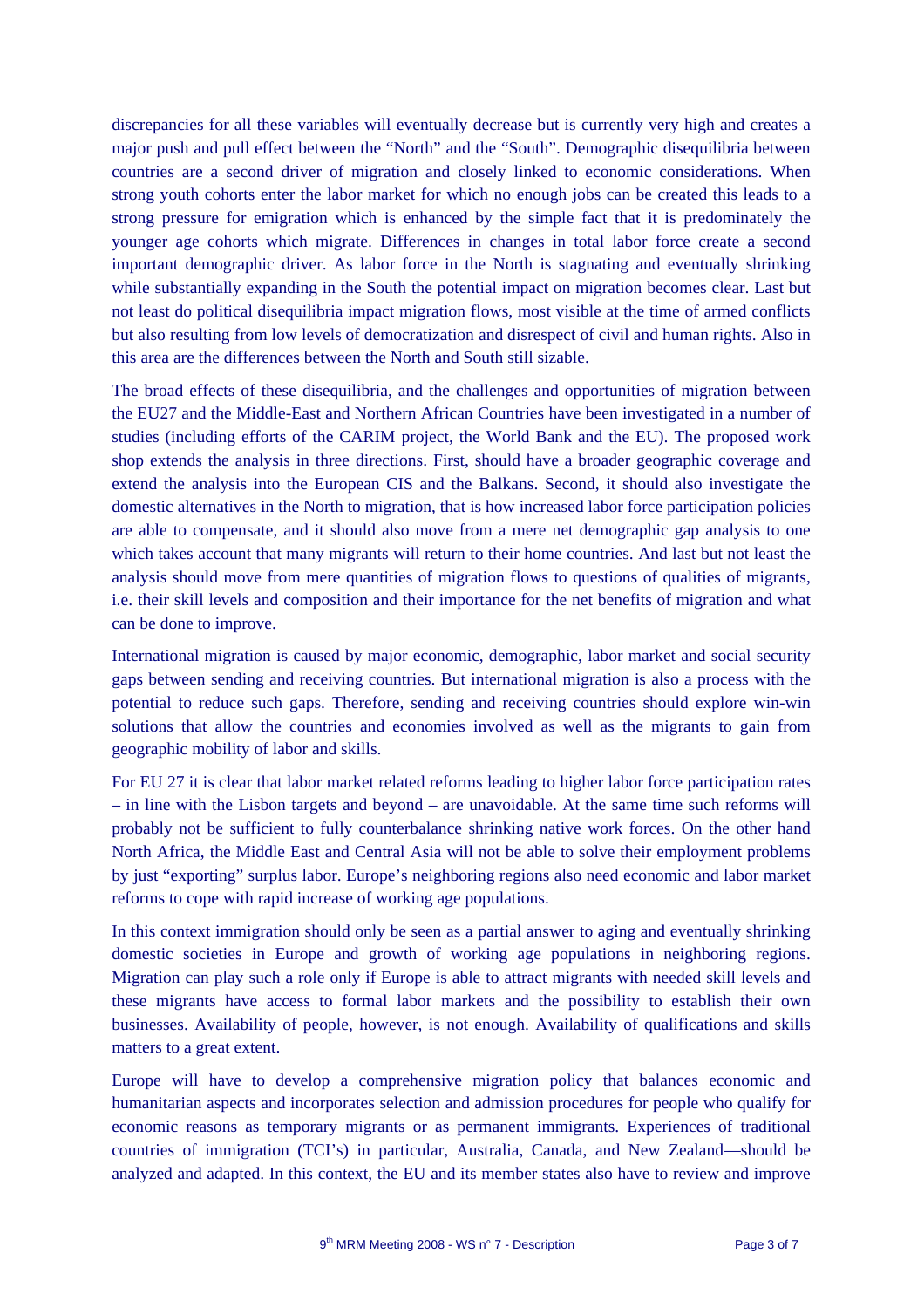discrepancies for all these variables will eventually decrease but is currently very high and creates a major push and pull effect between the "North" and the "South". Demographic disequilibria between countries are a second driver of migration and closely linked to economic considerations. When strong youth cohorts enter the labor market for which no enough jobs can be created this leads to a strong pressure for emigration which is enhanced by the simple fact that it is predominately the younger age cohorts which migrate. Differences in changes in total labor force create a second important demographic driver. As labor force in the North is stagnating and eventually shrinking while substantially expanding in the South the potential impact on migration becomes clear. Last but not least do political disequilibria impact migration flows, most visible at the time of armed conflicts but also resulting from low levels of democratization and disrespect of civil and human rights. Also in this area are the differences between the North and South still sizable.

The broad effects of these disequilibria, and the challenges and opportunities of migration between the EU27 and the Middle-East and Northern African Countries have been investigated in a number of studies (including efforts of the CARIM project, the World Bank and the EU). The proposed work shop extends the analysis in three directions. First, should have a broader geographic coverage and extend the analysis into the European CIS and the Balkans. Second, it should also investigate the domestic alternatives in the North to migration, that is how increased labor force participation policies are able to compensate, and it should also move from a mere net demographic gap analysis to one which takes account that many migrants will return to their home countries. And last but not least the analysis should move from mere quantities of migration flows to questions of qualities of migrants, i.e. their skill levels and composition and their importance for the net benefits of migration and what can be done to improve.

International migration is caused by major economic, demographic, labor market and social security gaps between sending and receiving countries. But international migration is also a process with the potential to reduce such gaps. Therefore, sending and receiving countries should explore win-win solutions that allow the countries and economies involved as well as the migrants to gain from geographic mobility of labor and skills.

For EU 27 it is clear that labor market related reforms leading to higher labor force participation rates – in line with the Lisbon targets and beyond – are unavoidable. At the same time such reforms will probably not be sufficient to fully counterbalance shrinking native work forces. On the other hand North Africa, the Middle East and Central Asia will not be able to solve their employment problems by just "exporting" surplus labor. Europe's neighboring regions also need economic and labor market reforms to cope with rapid increase of working age populations.

In this context immigration should only be seen as a partial answer to aging and eventually shrinking domestic societies in Europe and growth of working age populations in neighboring regions. Migration can play such a role only if Europe is able to attract migrants with needed skill levels and these migrants have access to formal labor markets and the possibility to establish their own businesses. Availability of people, however, is not enough. Availability of qualifications and skills matters to a great extent.

Europe will have to develop a comprehensive migration policy that balances economic and humanitarian aspects and incorporates selection and admission procedures for people who qualify for economic reasons as temporary migrants or as permanent immigrants. Experiences of traditional countries of immigration (TCI's) in particular, Australia, Canada, and New Zealand—should be analyzed and adapted. In this context, the EU and its member states also have to review and improve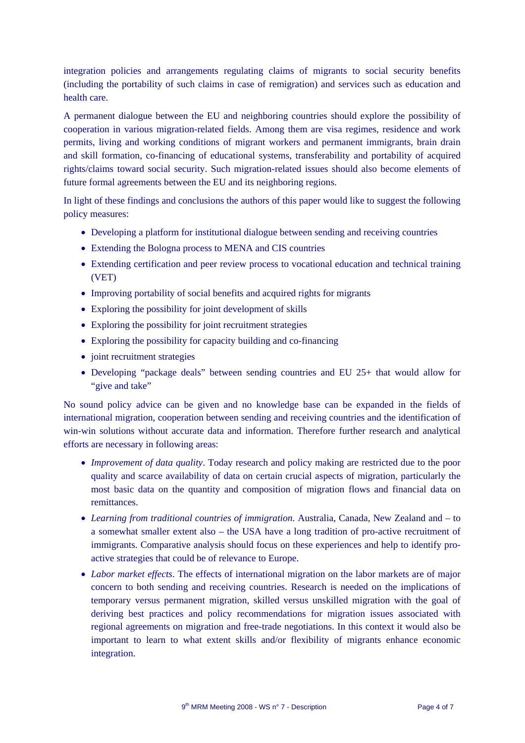integration policies and arrangements regulating claims of migrants to social security benefits (including the portability of such claims in case of remigration) and services such as education and health care.

A permanent dialogue between the EU and neighboring countries should explore the possibility of cooperation in various migration-related fields. Among them are visa regimes, residence and work permits, living and working conditions of migrant workers and permanent immigrants, brain drain and skill formation, co-financing of educational systems, transferability and portability of acquired rights/claims toward social security. Such migration-related issues should also become elements of future formal agreements between the EU and its neighboring regions.

In light of these findings and conclusions the authors of this paper would like to suggest the following policy measures:

- Developing a platform for institutional dialogue between sending and receiving countries
- Extending the Bologna process to MENA and CIS countries
- Extending certification and peer review process to vocational education and technical training (VET)
- Improving portability of social benefits and acquired rights for migrants
- Exploring the possibility for joint development of skills
- Exploring the possibility for joint recruitment strategies
- Exploring the possibility for capacity building and co-financing
- joint recruitment strategies
- Developing "package deals" between sending countries and EU 25+ that would allow for "give and take"

No sound policy advice can be given and no knowledge base can be expanded in the fields of international migration, cooperation between sending and receiving countries and the identification of win-win solutions without accurate data and information. Therefore further research and analytical efforts are necessary in following areas:

- *Improvement of data quality*. Today research and policy making are restricted due to the poor quality and scarce availability of data on certain crucial aspects of migration, particularly the most basic data on the quantity and composition of migration flows and financial data on remittances.
- *Learning from traditional countries of immigration.* Australia, Canada, New Zealand and – to a somewhat smaller extent also – the USA have a long tradition of pro-active recruitment of immigrants. Comparative analysis should focus on these experiences and help to identify pro-active strategies that could be of relevance to Europe.
- *Labor market effects*. The effects of international migration on the labor markets are of major concern to both sending and receiving countries. Research is needed on the implications of temporary versus permanent migration, skilled versus unskilled migration with the goal of deriving best practices and policy recommendations for migration issues associated with regional agreements on migration and free-trade negotiations. In this context it would also be important to learn to what extent skills and/or flexibility of migrants enhance economic integration.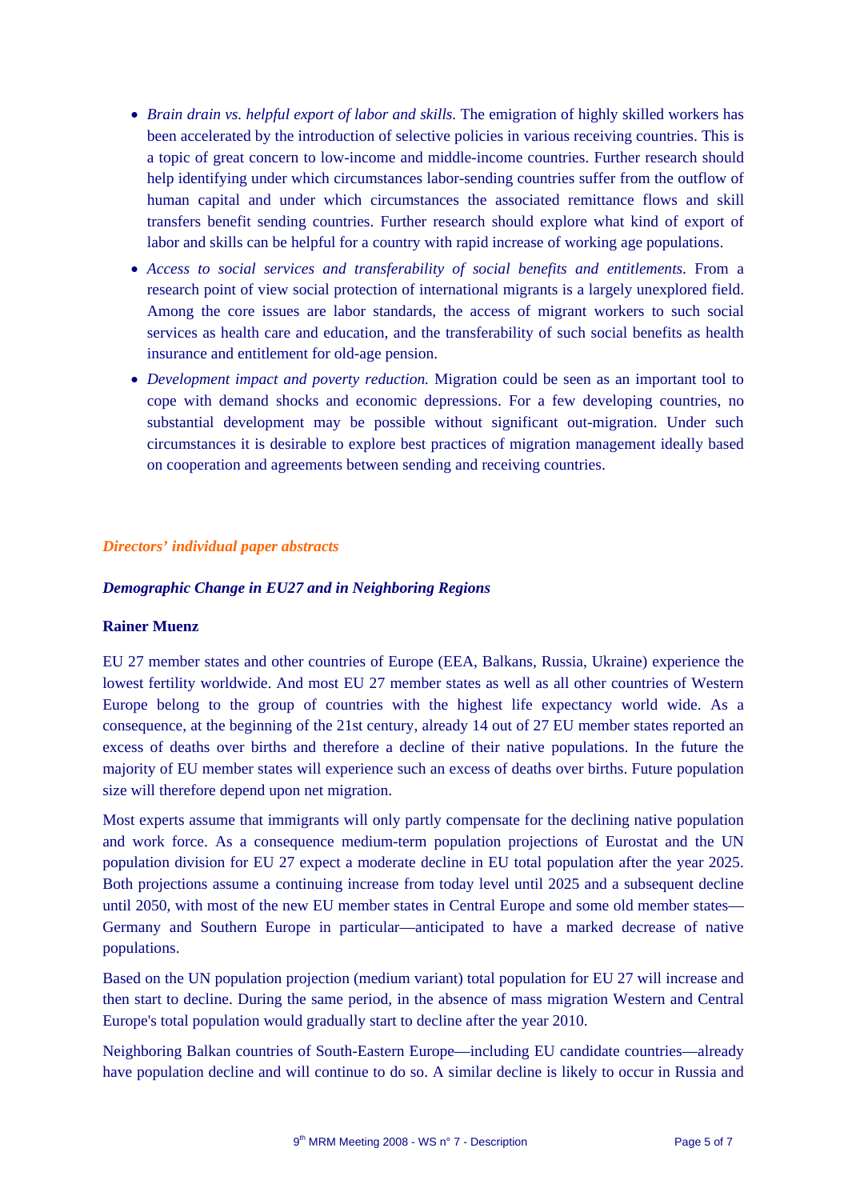- *Brain drain vs. helpful export of labor and skills.* The emigration of highly skilled workers has been accelerated by the introduction of selective policies in various receiving countries. This is a topic of great concern to low-income and middle-income countries. Further research should help identifying under which circumstances labor-sending countries suffer from the outflow of human capital and under which circumstances the associated remittance flows and skill transfers benefit sending countries. Further research should explore what kind of export of labor and skills can be helpful for a country with rapid increase of working age populations.
- *Access to social services and transferability of social benefits and entitlements.* From a research point of view social protection of international migrants is a largely unexplored field. Among the core issues are labor standards, the access of migrant workers to such social services as health care and education, and the transferability of such social benefits as health insurance and entitlement for old-age pension.
- *Development impact and poverty reduction.* Migration could be seen as an important tool to cope with demand shocks and economic depressions. For a few developing countries, no substantial development may be possible without significant out-migration. Under such circumstances it is desirable to explore best practices of migration management ideally based on cooperation and agreements between sending and receiving countries.

## *Directors' individual paper abstracts*

### *Demographic Change in EU27 and in Neighboring Regions*

**Rainer Muenz**

EU 27 member states and other countries of Europe (EEA, Balkans, Russia, Ukraine) experience the lowest fertility worldwide. And most EU 27 member states as well as all other countries of Western Europe belong to the group of countries with the highest life expectancy world wide. As a consequence, at the beginning of the 21st century, already 14 out of 27 EU member states reported an excess of deaths over births and therefore a decline of their native populations. In the future the majority of EU member states will experience such an excess of deaths over births. Future population size will therefore depend upon net migration.

Most experts assume that immigrants will only partly compensate for the declining native population and work force. As a consequence medium-term population projections of Eurostat and the UN population division for EU 27 expect a moderate decline in EU total population after the year 2025. Both projections assume a continuing increase from today level until 2025 and a subsequent decline until 2050, with most of the new EU member states in Central Europe and some old member states—Germany and Southern Europe in particular—anticipated to have a marked decrease of native populations.

Based on the UN population projection (medium variant) total population for EU 27 will increase and then start to decline. During the same period, in the absence of mass migration Western and Central Europe's total population would gradually start to decline after the year 2010.

Neighboring Balkan countries of South-Eastern Europe—including EU candidate countries—already have population decline and will continue to do so. A similar decline is likely to occur in Russia and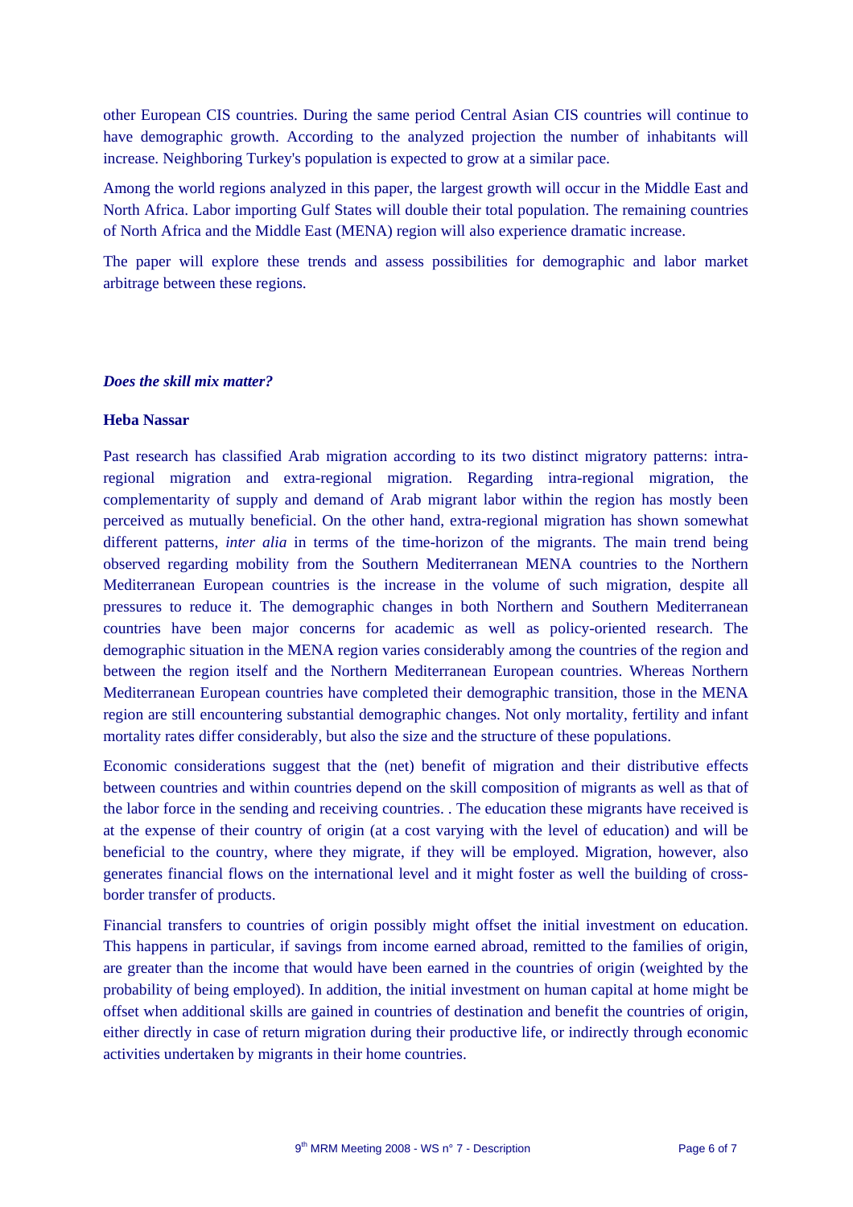other European CIS countries. During the same period Central Asian CIS countries will continue to have demographic growth. According to the analyzed projection the number of inhabitants will increase. Neighboring Turkey's population is expected to grow at a similar pace.

Among the world regions analyzed in this paper, the largest growth will occur in the Middle East and North Africa. Labor importing Gulf States will double their total population. The remaining countries of North Africa and the Middle East (MENA) region will also experience dramatic increase.

The paper will explore these trends and assess possibilities for demographic and labor market arbitrage between these regions.

### *Does the skill mix matter?*

**Heba Nassar**

Past research has classified Arab migration according to its two distinct migratory patterns: intra-regional migration and extra-regional migration. Regarding intra-regional migration, the complementarity of supply and demand of Arab migrant labor within the region has mostly been perceived as mutually beneficial. On the other hand, extra-regional migration has shown somewhat different patterns, *inter alia* in terms of the time-horizon of the migrants. The main trend being observed regarding mobility from the Southern Mediterranean MENA countries to the Northern Mediterranean European countries is the increase in the volume of such migration, despite all pressures to reduce it. The demographic changes in both Northern and Southern Mediterranean countries have been major concerns for academic as well as policy-oriented research. The demographic situation in the MENA region varies considerably among the countries of the region and between the region itself and the Northern Mediterranean European countries. Whereas Northern Mediterranean European countries have completed their demographic transition, those in the MENA region are still encountering substantial demographic changes. Not only mortality, fertility and infant mortality rates differ considerably, but also the size and the structure of these populations.

Economic considerations suggest that the (net) benefit of migration and their distributive effects between countries and within countries depend on the skill composition of migrants as well as that of the labor force in the sending and receiving countries. . The education these migrants have received is at the expense of their country of origin (at a cost varying with the level of education) and will be beneficial to the country, where they migrate, if they will be employed. Migration, however, also generates financial flows on the international level and it might foster as well the building of cross-border transfer of products.

Financial transfers to countries of origin possibly might offset the initial investment on education. This happens in particular, if savings from income earned abroad, remitted to the families of origin, are greater than the income that would have been earned in the countries of origin (weighted by the probability of being employed). In addition, the initial investment on human capital at home might be offset when additional skills are gained in countries of destination and benefit the countries of origin, either directly in case of return migration during their productive life, or indirectly through economic activities undertaken by migrants in their home countries.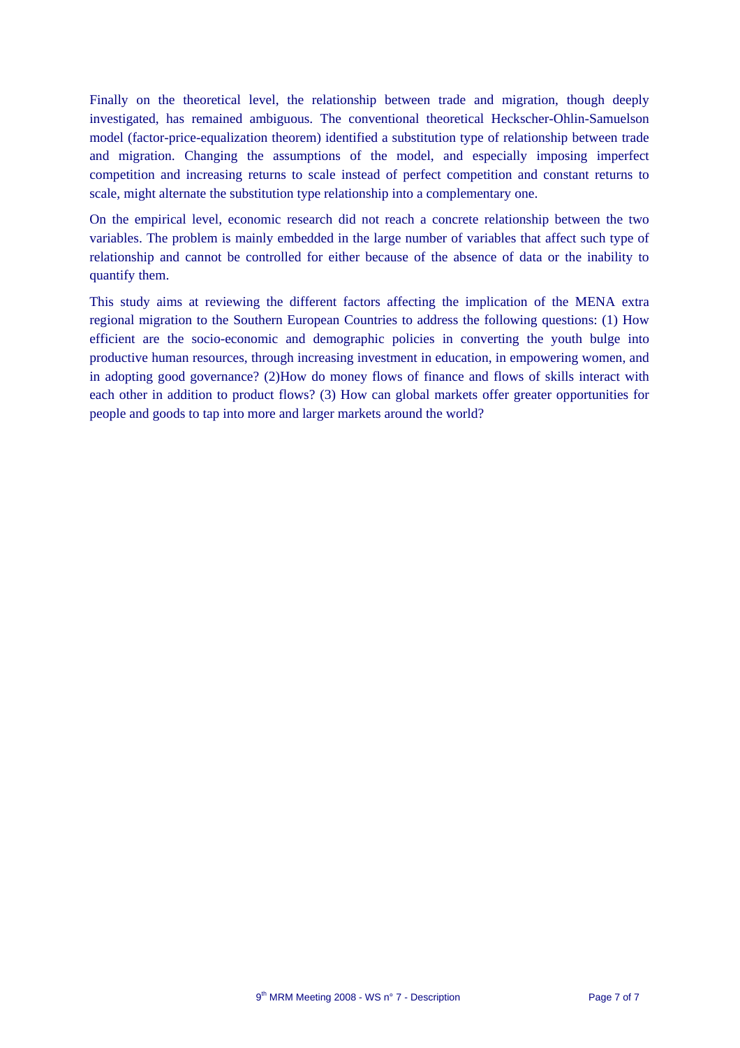Finally on the theoretical level, the relationship between trade and migration, though deeply investigated, has remained ambiguous. The conventional theoretical Heckscher-Ohlin-Samuelson model (factor-price-equalization theorem) identified a substitution type of relationship between trade and migration. Changing the assumptions of the model, and especially imposing imperfect competition and increasing returns to scale instead of perfect competition and constant returns to scale, might alternate the substitution type relationship into a complementary one.

On the empirical level, economic research did not reach a concrete relationship between the two variables. The problem is mainly embedded in the large number of variables that affect such type of relationship and cannot be controlled for either because of the absence of data or the inability to quantify them.

This study aims at reviewing the different factors affecting the implication of the MENA extra regional migration to the Southern European Countries to address the following questions: (1) How efficient are the socio-economic and demographic policies in converting the youth bulge into productive human resources, through increasing investment in education, in empowering women, and in adopting good governance? (2)How do money flows of finance and flows of skills interact with each other in addition to product flows? (3) How can global markets offer greater opportunities for people and goods to tap into more and larger markets around the world?